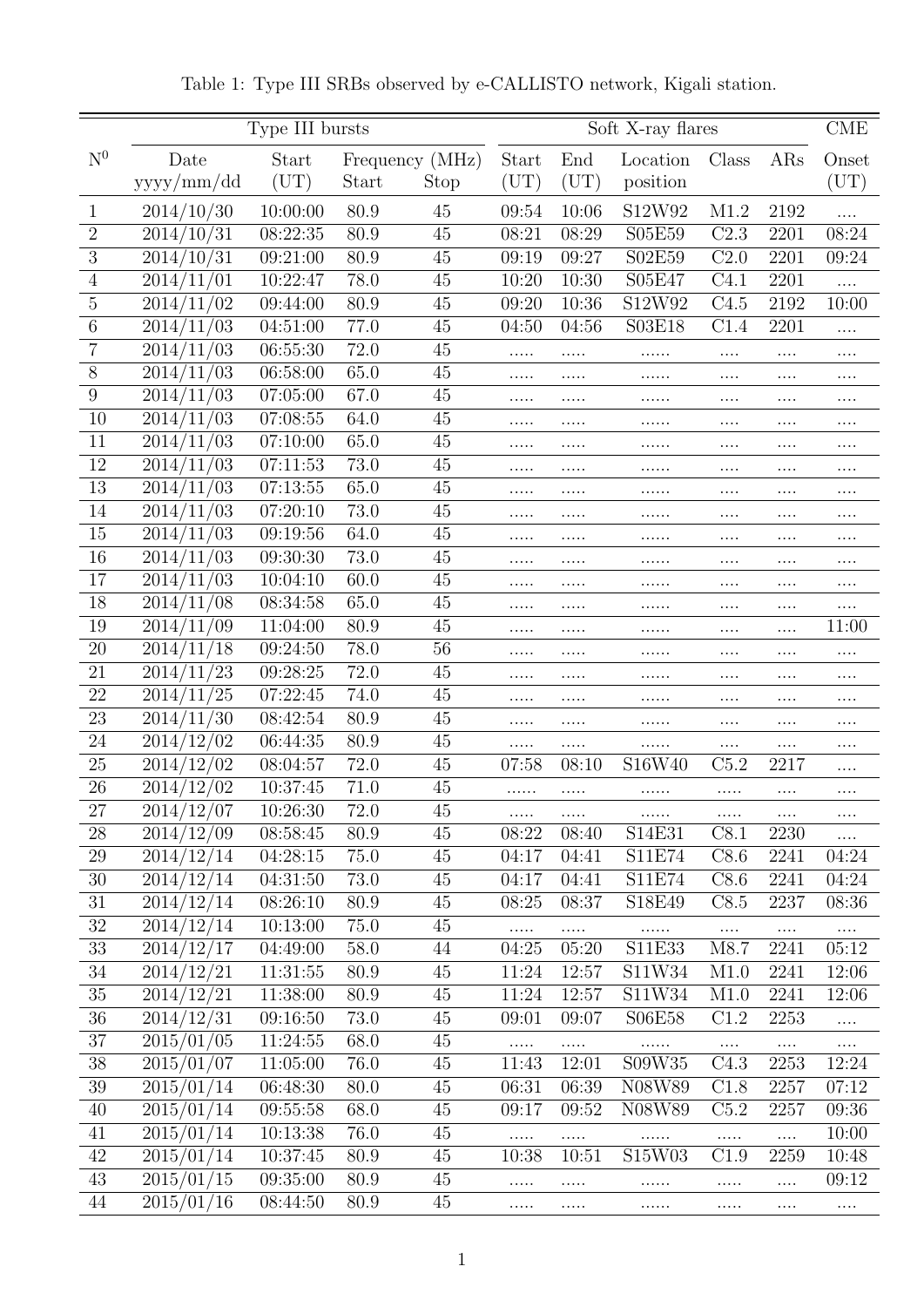Table 1: Type III SRBs observed by e-CALLISTO network, Kigali station.

| | Type III bursts | | | | Soft X-ray flares | | | | | CME |
|---|---|---|---|---|---|---|---|---|---|---|
| $N^0$ | Date yyyy/mm/dd | Start (UT) | Frequency (MHz) Start | Stop | Start (UT) | End (UT) | Location position | Class | ARs | Onset (UT) |
| 1 | 2014/10/30 | 10:00:00 | 80.9 | 45 | 09:54 | 10:06 | S12W92 | M1.2 | 2192 | .... |
| 2 | 2014/10/31 | 08:22:35 | 80.9 | 45 | 08:21 | 08:29 | S05E59 | C2.3 | 2201 | 08:24 |
| 3 | 2014/10/31 | 09:21:00 | 80.9 | 45 | 09:19 | 09:27 | S02E59 | C2.0 | 2201 | 09:24 |
| 4 | 2014/11/01 | 10:22:47 | 78.0 | 45 | 10:20 | 10:30 | S05E47 | C4.1 | 2201 | .... |
| 5 | 2014/11/02 | 09:44:00 | 80.9 | 45 | 09:20 | 10:36 | S12W92 | C4.5 | 2192 | 10:00 |
| 6 | 2014/11/03 | 04:51:00 | 77.0 | 45 | 04:50 | 04:56 | S03E18 | C1.4 | 2201 | .... |
| 7 | 2014/11/03 | 06:55:30 | 72.0 | 45 | ..... | ..... | ...... | .... | .... | .... |
| 8 | 2014/11/03 | 06:58:00 | 65.0 | 45 | ..... | ..... | ...... | .... | .... | .... |
| 9 | 2014/11/03 | 07:05:00 | 67.0 | 45 | ..... | ..... | ...... | .... | .... | .... |
| 10 | 2014/11/03 | 07:08:55 | 64.0 | 45 | ..... | ..... | ...... | .... | .... | .... |
| 11 | 2014/11/03 | 07:10:00 | 65.0 | 45 | ..... | ..... | ...... | .... | .... | .... |
| 12 | 2014/11/03 | 07:11:53 | 73.0 | 45 | ..... | ..... | ...... | .... | .... | .... |
| 13 | 2014/11/03 | 07:13:55 | 65.0 | 45 | ..... | ..... | ...... | .... | .... | .... |
| 14 | 2014/11/03 | 07:20:10 | 73.0 | 45 | ..... | ..... | ...... | .... | .... | .... |
| 15 | 2014/11/03 | 09:19:56 | 64.0 | 45 | ..... | ..... | ...... | .... | .... | .... |
| 16 | 2014/11/03 | 09:30:30 | 73.0 | 45 | ..... | ..... | ...... | .... | .... | .... |
| 17 | 2014/11/03 | 10:04:10 | 60.0 | 45 | ..... | ..... | ...... | .... | .... | .... |
| 18 | 2014/11/08 | 08:34:58 | 65.0 | 45 | ..... | ..... | ...... | .... | .... | .... |
| 19 | 2014/11/09 | 11:04:00 | 80.9 | 45 | ..... | ..... | ...... | .... | .... | 11:00 |
| 20 | 2014/11/18 | 09:24:50 | 78.0 | 56 | ..... | ..... | ...... | .... | .... | .... |
| 21 | 2014/11/23 | 09:28:25 | 72.0 | 45 | ..... | ..... | ...... | .... | .... | .... |
| 22 | 2014/11/25 | 07:22:45 | 74.0 | 45 | ..... | ..... | ...... | .... | .... | .... |
| 23 | 2014/11/30 | 08:42:54 | 80.9 | 45 | ..... | ..... | ...... | .... | .... | .... |
| 24 | 2014/12/02 | 06:44:35 | 80.9 | 45 | ..... | ..... | ...... | .... | .... | .... |
| 25 | 2014/12/02 | 08:04:57 | 72.0 | 45 | 07:58 | 08:10 | S16W40 | C5.2 | 2217 | .... |
| 26 | 2014/12/02 | 10:37:45 | 71.0 | 45 | ...... | ..... | ...... | ..... | .... | .... |
| 27 | 2014/12/07 | 10:26:30 | 72.0 | 45 | ..... | ..... | ...... | ..... | .... | .... |
| 28 | 2014/12/09 | 08:58:45 | 80.9 | 45 | 08:22 | 08:40 | S14E31 | C8.1 | 2230 | .... |
| 29 | 2014/12/14 | 04:28:15 | 75.0 | 45 | 04:17 | 04:41 | S11E74 | C8.6 | 2241 | 04:24 |
| 30 | 2014/12/14 | 04:31:50 | 73.0 | 45 | 04:17 | 04:41 | S11E74 | C8.6 | 2241 | 04:24 |
| 31 | 2014/12/14 | 08:26:10 | 80.9 | 45 | 08:25 | 08:37 | S18E49 | C8.5 | 2237 | 08:36 |
| 32 | 2014/12/14 | 10:13:00 | 75.0 | 45 | ..... | ..... | ...... | .... | .... | .... |
| 33 | 2014/12/17 | 04:49:00 | 58.0 | 44 | 04:25 | 05:20 | S11E33 | M8.7 | 2241 | 05:12 |
| 34 | 2014/12/21 | 11:31:55 | 80.9 | 45 | 11:24 | 12:57 | S11W34 | M1.0 | 2241 | 12:06 |
| 35 | 2014/12/21 | 11:38:00 | 80.9 | 45 | 11:24 | 12:57 | S11W34 | M1.0 | 2241 | 12:06 |
| 36 | 2014/12/31 | 09:16:50 | 73.0 | 45 | 09:01 | 09:07 | S06E58 | C1.2 | 2253 | .... |
| 37 | 2015/01/05 | 11:24:55 | 68.0 | 45 | ..... | ..... | ...... | .... | .... | .... |
| 38 | 2015/01/07 | 11:05:00 | 76.0 | 45 | 11:43 | 12:01 | S09W35 | C4.3 | 2253 | 12:24 |
| 39 | 2015/01/14 | 06:48:30 | 80.0 | 45 | 06:31 | 06:39 | N08W89 | C1.8 | 2257 | 07:12 |
| 40 | 2015/01/14 | 09:55:58 | 68.0 | 45 | 09:17 | 09:52 | N08W89 | C5.2 | 2257 | 09:36 |
| 41 | 2015/01/14 | 10:13:38 | 76.0 | 45 | ..... | ..... | ...... | ..... | .... | 10:00 |
| 42 | 2015/01/14 | 10:37:45 | 80.9 | 45 | 10:38 | 10:51 | S15W03 | C1.9 | 2259 | 10:48 |
| 43 | 2015/01/15 | 09:35:00 | 80.9 | 45 | ..... | ..... | ...... | ..... | .... | 09:12 |
| 44 | 2015/01/16 | 08:44:50 | 80.9 | 45 | ..... | ..... | ...... | ..... | .... | .... |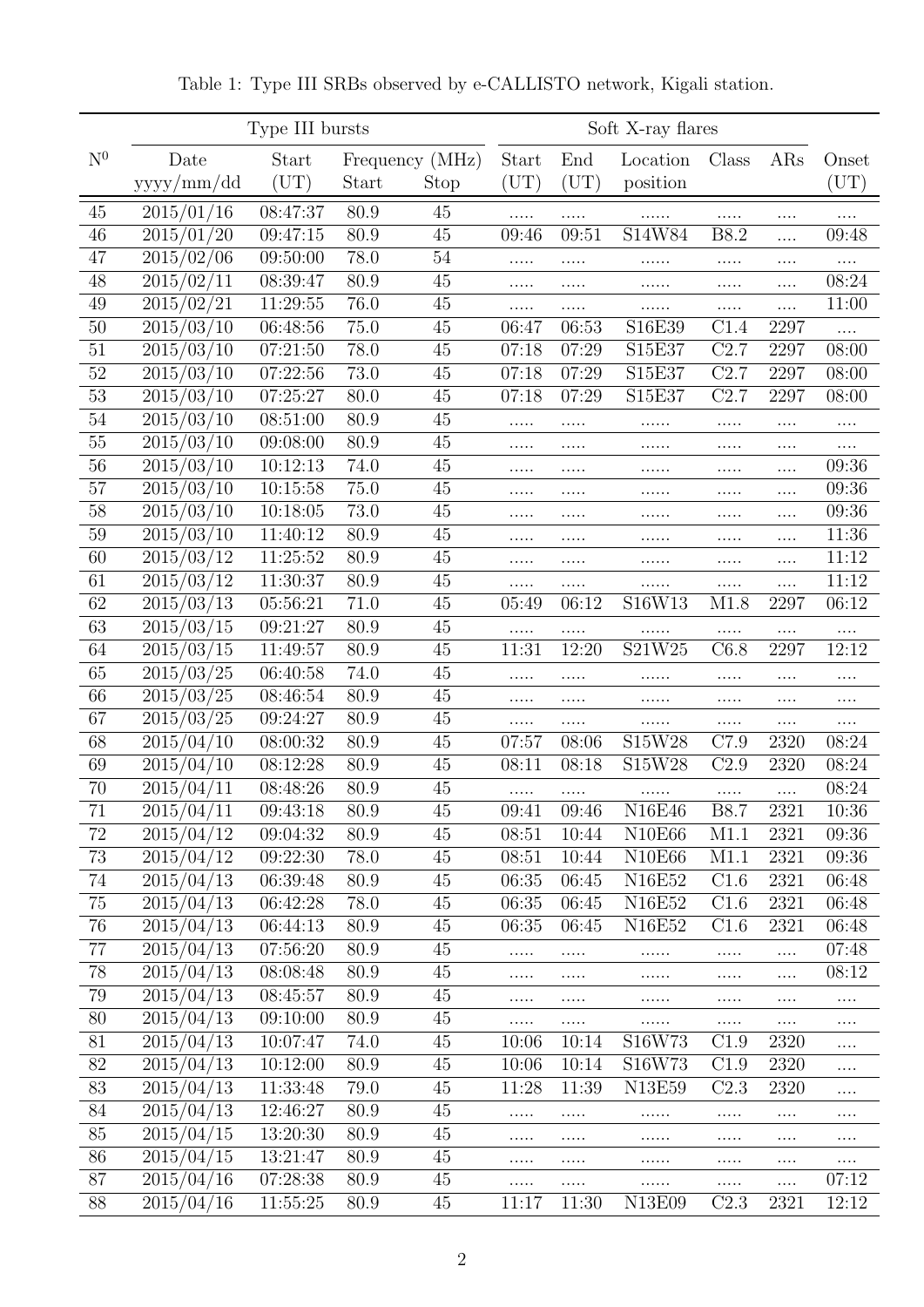Table 1: Type III SRBs observed by e-CALLISTO network, Kigali station.

| $N^0$ | Type III bursts | | | | Soft X-ray flares | | | | | |
|---|---|---|---|---|---|---|---|---|---|---|
| | Date | Start | Frequency (MHz) | | Start | End | Location | Class | ARs | Onset |
| | yyyy/mm/dd | (UT) | Start | Stop | (UT) | (UT) | position | | | (UT) |
| 45 | 2015/01/16 | 08:47:37 | 80.9 | 45 | ..... | ..... | ...... | ..... | .... | .... |
| 46 | 2015/01/20 | 09:47:15 | 80.9 | 45 | 09:46 | 09:51 | S14W84 | B8.2 | .... | 09:48 |
| 47 | 2015/02/06 | 09:50:00 | 78.0 | 54 | ..... | ..... | ...... | ..... | .... | .... |
| 48 | 2015/02/11 | 08:39:47 | 80.9 | 45 | ..... | ..... | ...... | ..... | .... | 08:24 |
| 49 | 2015/02/21 | 11:29:55 | 76.0 | 45 | ..... | ..... | ...... | ..... | .... | 11:00 |
| 50 | 2015/03/10 | 06:48:56 | 75.0 | 45 | 06:47 | 06:53 | S16E39 | C1.4 | 2297 | .... |
| 51 | 2015/03/10 | 07:21:50 | 78.0 | 45 | 07:18 | 07:29 | S15E37 | C2.7 | 2297 | 08:00 |
| 52 | 2015/03/10 | 07:22:56 | 73.0 | 45 | 07:18 | 07:29 | S15E37 | C2.7 | 2297 | 08:00 |
| 53 | 2015/03/10 | 07:25:27 | 80.0 | 45 | 07:18 | 07:29 | S15E37 | C2.7 | 2297 | 08:00 |
| 54 | 2015/03/10 | 08:51:00 | 80.9 | 45 | ..... | ..... | ...... | ..... | .... | .... |
| 55 | 2015/03/10 | 09:08:00 | 80.9 | 45 | ..... | ..... | ...... | ..... | .... | .... |
| 56 | 2015/03/10 | 10:12:13 | 74.0 | 45 | ..... | ..... | ...... | ..... | .... | 09:36 |
| 57 | 2015/03/10 | 10:15:58 | 75.0 | 45 | ..... | ..... | ...... | ..... | .... | 09:36 |
| 58 | 2015/03/10 | 10:18:05 | 73.0 | 45 | ..... | ..... | ...... | ..... | .... | 09:36 |
| 59 | 2015/03/10 | 11:40:12 | 80.9 | 45 | ..... | ..... | ...... | ..... | .... | 11:36 |
| 60 | 2015/03/12 | 11:25:52 | 80.9 | 45 | ..... | ..... | ...... | ..... | .... | 11:12 |
| 61 | 2015/03/12 | 11:30:37 | 80.9 | 45 | ..... | ..... | ...... | ..... | .... | 11:12 |
| 62 | 2015/03/13 | 05:56:21 | 71.0 | 45 | 05:49 | 06:12 | S16W13 | M1.8 | 2297 | 06:12 |
| 63 | 2015/03/15 | 09:21:27 | 80.9 | 45 | ..... | ..... | ...... | ..... | .... | .... |
| 64 | 2015/03/15 | 11:49:57 | 80.9 | 45 | 11:31 | 12:20 | S21W25 | C6.8 | 2297 | 12:12 |
| 65 | 2015/03/25 | 06:40:58 | 74.0 | 45 | ..... | ..... | ...... | ..... | .... | .... |
| 66 | 2015/03/25 | 08:46:54 | 80.9 | 45 | ..... | ..... | ...... | ..... | .... | .... |
| 67 | 2015/03/25 | 09:24:27 | 80.9 | 45 | ..... | ..... | ...... | ..... | .... | .... |
| 68 | 2015/04/10 | 08:00:32 | 80.9 | 45 | 07:57 | 08:06 | S15W28 | C7.9 | 2320 | 08:24 |
| 69 | 2015/04/10 | 08:12:28 | 80.9 | 45 | 08:11 | 08:18 | S15W28 | C2.9 | 2320 | 08:24 |
| 70 | 2015/04/11 | 08:48:26 | 80.9 | 45 | ..... | ..... | ...... | ..... | .... | 08:24 |
| 71 | 2015/04/11 | 09:43:18 | 80.9 | 45 | 09:41 | 09:46 | N16E46 | B8.7 | 2321 | 10:36 |
| 72 | 2015/04/12 | 09:04:32 | 80.9 | 45 | 08:51 | 10:44 | N10E66 | M1.1 | 2321 | 09:36 |
| 73 | 2015/04/12 | 09:22:30 | 78.0 | 45 | 08:51 | 10:44 | N10E66 | M1.1 | 2321 | 09:36 |
| 74 | 2015/04/13 | 06:39:48 | 80.9 | 45 | 06:35 | 06:45 | N16E52 | C1.6 | 2321 | 06:48 |
| 75 | 2015/04/13 | 06:42:28 | 78.0 | 45 | 06:35 | 06:45 | N16E52 | C1.6 | 2321 | 06:48 |
| 76 | 2015/04/13 | 06:44:13 | 80.9 | 45 | 06:35 | 06:45 | N16E52 | C1.6 | 2321 | 06:48 |
| 77 | 2015/04/13 | 07:56:20 | 80.9 | 45 | ..... | ..... | ...... | ..... | .... | 07:48 |
| 78 | 2015/04/13 | 08:08:48 | 80.9 | 45 | ..... | ..... | ...... | ..... | .... | 08:12 |
| 79 | 2015/04/13 | 08:45:57 | 80.9 | 45 | ..... | ..... | ...... | ..... | .... | .... |
| 80 | 2015/04/13 | 09:10:00 | 80.9 | 45 | ..... | ..... | ...... | ..... | .... | .... |
| 81 | 2015/04/13 | 10:07:47 | 74.0 | 45 | 10:06 | 10:14 | S16W73 | C1.9 | 2320 | .... |
| 82 | 2015/04/13 | 10:12:00 | 80.9 | 45 | 10:06 | 10:14 | S16W73 | C1.9 | 2320 | .... |
| 83 | 2015/04/13 | 11:33:48 | 79.0 | 45 | 11:28 | 11:39 | N13E59 | C2.3 | 2320 | .... |
| 84 | 2015/04/13 | 12:46:27 | 80.9 | 45 | ..... | ..... | ...... | ..... | .... | .... |
| 85 | 2015/04/15 | 13:20:30 | 80.9 | 45 | ..... | ..... | ...... | ..... | .... | .... |
| 86 | 2015/04/15 | 13:21:47 | 80.9 | 45 | ..... | ..... | ...... | ..... | .... | .... |
| 87 | 2015/04/16 | 07:28:38 | 80.9 | 45 | ..... | ..... | ...... | ..... | .... | 07:12 |
| 88 | 2015/04/16 | 11:55:25 | 80.9 | 45 | 11:17 | 11:30 | N13E09 | C2.3 | 2321 | 12:12 |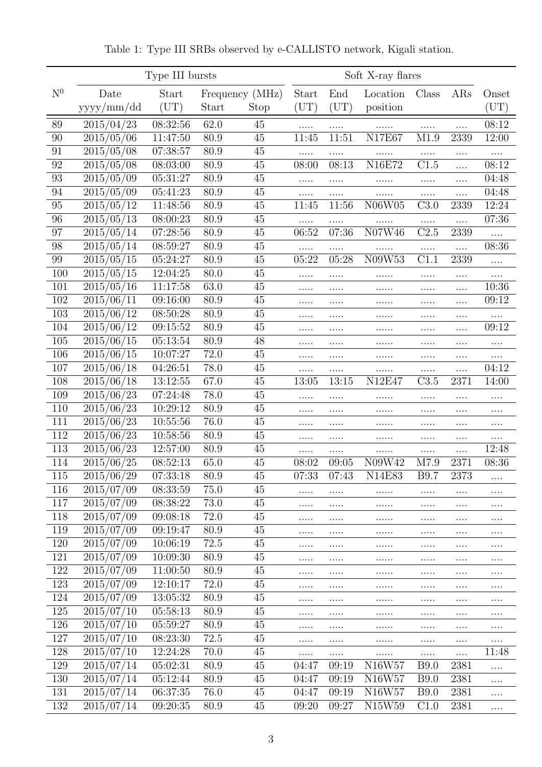Table 1: Type III SRBs observed by e-CALLISTO network, Kigali station.

| $N^0$ | Type III bursts | | | | Soft X-ray flares | | | | | |
|---|---|---|---|---|---|---|---|---|---|---|
| | Date yyyy/mm/dd | Start (UT) | Frequency (MHz) Start | Stop | Start (UT) | End (UT) | Location position | Class | ARs | Onset (UT) |
| 89 | 2015/04/23 | 08:32:56 | 62.0 | 45 | ..... | ..... | ...... | ..... | .... | 08:12 |
| 90 | 2015/05/06 | 11:47:50 | 80.9 | 45 | 11:45 | 11:51 | N17E67 | M1.9 | 2339 | 12:00 |
| 91 | 2015/05/08 | 07:38:57 | 80.9 | 45 | ..... | ..... | ...... | ..... | .... | .... |
| 92 | 2015/05/08 | 08:03:00 | 80.9 | 45 | 08:00 | 08:13 | N16E72 | C1.5 | .... | 08:12 |
| 93 | 2015/05/09 | 05:31:27 | 80.9 | 45 | ..... | ..... | ...... | ..... | .... | 04:48 |
| 94 | 2015/05/09 | 05:41:23 | 80.9 | 45 | ..... | ..... | ...... | ..... | .... | 04:48 |
| 95 | 2015/05/12 | 11:48:56 | 80.9 | 45 | 11:45 | 11:56 | N06W05 | C3.0 | 2339 | 12:24 |
| 96 | 2015/05/13 | 08:00:23 | 80.9 | 45 | ..... | ..... | ...... | ..... | .... | 07:36 |
| 97 | 2015/05/14 | 07:28:56 | 80.9 | 45 | 06:52 | 07:36 | N07W46 | C2.5 | 2339 | .... |
| 98 | 2015/05/14 | 08:59:27 | 80.9 | 45 | ..... | ..... | ...... | ..... | .... | 08:36 |
| 99 | 2015/05/15 | 05:24:27 | 80.9 | 45 | 05:22 | 05:28 | N09W53 | C1.1 | 2339 | .... |
| 100 | 2015/05/15 | 12:04:25 | 80.0 | 45 | ..... | ..... | ...... | ..... | .... | .... |
| 101 | 2015/05/16 | 11:17:58 | 63.0 | 45 | ..... | ..... | ...... | ..... | .... | 10:36 |
| 102 | 2015/06/11 | 09:16:00 | 80.9 | 45 | ..... | ..... | ...... | ..... | .... | 09:12 |
| 103 | 2015/06/12 | 08:50:28 | 80.9 | 45 | ..... | ..... | ...... | ..... | .... | .... |
| 104 | 2015/06/12 | 09:15:52 | 80.9 | 45 | ..... | ..... | ...... | ..... | .... | 09:12 |
| 105 | 2015/06/15 | 05:13:54 | 80.9 | 48 | ..... | ..... | ...... | ..... | .... | .... |
| 106 | 2015/06/15 | 10:07:27 | 72.0 | 45 | ..... | ..... | ...... | ..... | .... | .... |
| 107 | 2015/06/18 | 04:26:51 | 78.0 | 45 | ..... | ..... | ...... | ..... | .... | 04:12 |
| 108 | 2015/06/18 | 13:12:55 | 67.0 | 45 | 13:05 | 13:15 | N12E47 | C3.5 | 2371 | 14:00 |
| 109 | 2015/06/23 | 07:24:48 | 78.0 | 45 | ..... | ..... | ...... | ..... | .... | .... |
| 110 | 2015/06/23 | 10:29:12 | 80.9 | 45 | ..... | ..... | ...... | ..... | .... | .... |
| 111 | 2015/06/23 | 10:55:56 | 76.0 | 45 | ..... | ..... | ...... | ..... | .... | .... |
| 112 | 2015/06/23 | 10:58:56 | 80.9 | 45 | ..... | ..... | ...... | ..... | .... | .... |
| 113 | 2015/06/23 | 12:57:00 | 80.9 | 45 | ..... | ..... | ...... | ..... | .... | 12:48 |
| 114 | 2015/06/25 | 08:52:13 | 65.0 | 45 | 08:02 | 09:05 | N09W42 | M7.9 | 2371 | 08:36 |
| 115 | 2015/06/29 | 07:33:18 | 80.9 | 45 | 07:33 | 07:43 | N14E83 | B9.7 | 2373 | .... |
| 116 | 2015/07/09 | 08:33:59 | 75.0 | 45 | ..... | ..... | ...... | ..... | .... | .... |
| 117 | 2015/07/09 | 08:38:22 | 73.0 | 45 | ..... | ..... | ...... | ..... | .... | .... |
| 118 | 2015/07/09 | 09:08:18 | 72.0 | 45 | ..... | ..... | ...... | ..... | .... | .... |
| 119 | 2015/07/09 | 09:19:47 | 80.9 | 45 | ..... | ..... | ...... | ..... | .... | .... |
| 120 | 2015/07/09 | 10:06:19 | 72.5 | 45 | ..... | ..... | ...... | ..... | .... | .... |
| 121 | 2015/07/09 | 10:09:30 | 80.9 | 45 | ..... | ..... | ...... | ..... | .... | .... |
| 122 | 2015/07/09 | 11:00:50 | 80.9 | 45 | ..... | ..... | ...... | ..... | .... | .... |
| 123 | 2015/07/09 | 12:10:17 | 72.0 | 45 | ..... | ..... | ...... | ..... | .... | .... |
| 124 | 2015/07/09 | 13:05:32 | 80.9 | 45 | ..... | ..... | ...... | ..... | .... | .... |
| 125 | 2015/07/10 | 05:58:13 | 80.9 | 45 | ..... | ..... | ...... | ..... | .... | .... |
| 126 | 2015/07/10 | 05:59:27 | 80.9 | 45 | ..... | ..... | ...... | ..... | .... | .... |
| 127 | 2015/07/10 | 08:23:30 | 72.5 | 45 | ..... | ..... | ...... | ..... | .... | .... |
| 128 | 2015/07/10 | 12:24:28 | 70.0 | 45 | ..... | ..... | ...... | ..... | .... | 11:48 |
| 129 | 2015/07/14 | 05:02:31 | 80.9 | 45 | 04:47 | 09:19 | N16W57 | B9.0 | 2381 | .... |
| 130 | 2015/07/14 | 05:12:44 | 80.9 | 45 | 04:47 | 09:19 | N16W57 | B9.0 | 2381 | .... |
| 131 | 2015/07/14 | 06:37:35 | 76.0 | 45 | 04:47 | 09:19 | N16W57 | B9.0 | 2381 | .... |
| 132 | 2015/07/14 | 09:20:35 | 80.9 | 45 | 09:20 | 09:27 | N15W59 | C1.0 | 2381 | .... |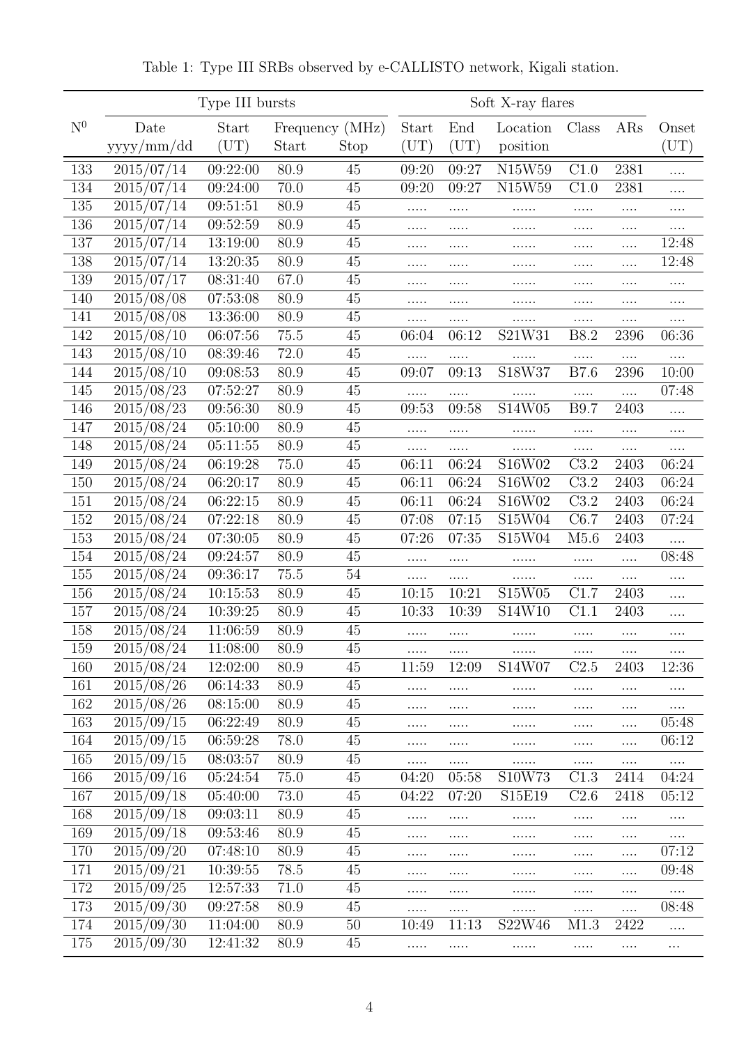Table 1: Type III SRBs observed by e-CALLISTO network, Kigali station.

| | Type III bursts | | | | Soft X-ray flares | | | | | |
|---|---|---|---|---|---|---|---|---|---|---|
| N$^0$ | Date yyyy/mm/dd | Start (UT) | Frequency (MHz) Start | Stop | Start (UT) | End (UT) | Location position | Class | ARs | Onset (UT) |
| 133 | 2015/07/14 | 09:22:00 | 80.9 | 45 | 09:20 | 09:27 | N15W59 | C1.0 | 2381 | .... |
| 134 | 2015/07/14 | 09:24:00 | 70.0 | 45 | 09:20 | 09:27 | N15W59 | C1.0 | 2381 | .... |
| 135 | 2015/07/14 | 09:51:51 | 80.9 | 45 | ..... | ..... | ...... | ..... | .... | .... |
| 136 | 2015/07/14 | 09:52:59 | 80.9 | 45 | ..... | ..... | ...... | ..... | .... | .... |
| 137 | 2015/07/14 | 13:19:00 | 80.9 | 45 | ..... | ..... | ...... | ..... | .... | 12:48 |
| 138 | 2015/07/14 | 13:20:35 | 80.9 | 45 | ..... | ..... | ...... | ..... | .... | 12:48 |
| 139 | 2015/07/17 | 08:31:40 | 67.0 | 45 | ..... | ..... | ...... | ..... | .... | .... |
| 140 | 2015/08/08 | 07:53:08 | 80.9 | 45 | ..... | ..... | ...... | ..... | .... | .... |
| 141 | 2015/08/08 | 13:36:00 | 80.9 | 45 | ..... | ..... | ...... | ..... | .... | .... |
| 142 | 2015/08/10 | 06:07:56 | 75.5 | 45 | 06:04 | 06:12 | S21W31 | B8.2 | 2396 | 06:36 |
| 143 | 2015/08/10 | 08:39:46 | 72.0 | 45 | ..... | ..... | ...... | ..... | .... | .... |
| 144 | 2015/08/10 | 09:08:53 | 80.9 | 45 | 09:07 | 09:13 | S18W37 | B7.6 | 2396 | 10:00 |
| 145 | 2015/08/23 | 07:52:27 | 80.9 | 45 | ..... | ..... | ...... | ..... | .... | 07:48 |
| 146 | 2015/08/23 | 09:56:30 | 80.9 | 45 | 09:53 | 09:58 | S14W05 | B9.7 | 2403 | .... |
| 147 | 2015/08/24 | 05:10:00 | 80.9 | 45 | ..... | ..... | ...... | ..... | .... | .... |
| 148 | 2015/08/24 | 05:11:55 | 80.9 | 45 | ..... | ..... | ...... | ..... | .... | .... |
| 149 | 2015/08/24 | 06:19:28 | 75.0 | 45 | 06:11 | 06:24 | S16W02 | C3.2 | 2403 | 06:24 |
| 150 | 2015/08/24 | 06:20:17 | 80.9 | 45 | 06:11 | 06:24 | S16W02 | C3.2 | 2403 | 06:24 |
| 151 | 2015/08/24 | 06:22:15 | 80.9 | 45 | 06:11 | 06:24 | S16W02 | C3.2 | 2403 | 06:24 |
| 152 | 2015/08/24 | 07:22:18 | 80.9 | 45 | 07:08 | 07:15 | S15W04 | C6.7 | 2403 | 07:24 |
| 153 | 2015/08/24 | 07:30:05 | 80.9 | 45 | 07:26 | 07:35 | S15W04 | M5.6 | 2403 | .... |
| 154 | 2015/08/24 | 09:24:57 | 80.9 | 45 | ..... | ..... | ...... | ..... | .... | 08:48 |
| 155 | 2015/08/24 | 09:36:17 | 75.5 | 54 | ..... | ..... | ...... | ..... | .... | .... |
| 156 | 2015/08/24 | 10:15:53 | 80.9 | 45 | 10:15 | 10:21 | S15W05 | C1.7 | 2403 | .... |
| 157 | 2015/08/24 | 10:39:25 | 80.9 | 45 | 10:33 | 10:39 | S14W10 | C1.1 | 2403 | .... |
| 158 | 2015/08/24 | 11:06:59 | 80.9 | 45 | ..... | ..... | ...... | ..... | .... | .... |
| 159 | 2015/08/24 | 11:08:00 | 80.9 | 45 | ..... | ..... | ...... | ..... | .... | .... |
| 160 | 2015/08/24 | 12:02:00 | 80.9 | 45 | 11:59 | 12:09 | S14W07 | C2.5 | 2403 | 12:36 |
| 161 | 2015/08/26 | 06:14:33 | 80.9 | 45 | ..... | ..... | ...... | ..... | .... | .... |
| 162 | 2015/08/26 | 08:15:00 | 80.9 | 45 | ..... | ..... | ...... | ..... | .... | .... |
| 163 | 2015/09/15 | 06:22:49 | 80.9 | 45 | ..... | ..... | ...... | ..... | .... | 05:48 |
| 164 | 2015/09/15 | 06:59:28 | 78.0 | 45 | ..... | ..... | ...... | ..... | .... | 06:12 |
| 165 | 2015/09/15 | 08:03:57 | 80.9 | 45 | ..... | ..... | ...... | ..... | .... | .... |
| 166 | 2015/09/16 | 05:24:54 | 75.0 | 45 | 04:20 | 05:58 | S10W73 | C1.3 | 2414 | 04:24 |
| 167 | 2015/09/18 | 05:40:00 | 73.0 | 45 | 04:22 | 07:20 | S15E19 | C2.6 | 2418 | 05:12 |
| 168 | 2015/09/18 | 09:03:11 | 80.9 | 45 | ..... | ..... | ...... | ..... | .... | .... |
| 169 | 2015/09/18 | 09:53:46 | 80.9 | 45 | ..... | ..... | ...... | ..... | .... | .... |
| 170 | 2015/09/20 | 07:48:10 | 80.9 | 45 | ..... | ..... | ...... | ..... | .... | 07:12 |
| 171 | 2015/09/21 | 10:39:55 | 78.5 | 45 | ..... | ..... | ...... | ..... | .... | 09:48 |
| 172 | 2015/09/25 | 12:57:33 | 71.0 | 45 | ..... | ..... | ...... | ..... | .... | .... |
| 173 | 2015/09/30 | 09:27:58 | 80.9 | 45 | ..... | ..... | ...... | ..... | .... | 08:48 |
| 174 | 2015/09/30 | 11:04:00 | 80.9 | 50 | 10:49 | 11:13 | S22W46 | M1.3 | 2422 | .... |
| 175 | 2015/09/30 | 12:41:32 | 80.9 | 45 | ..... | ..... | ...... | ..... | .... | ... |